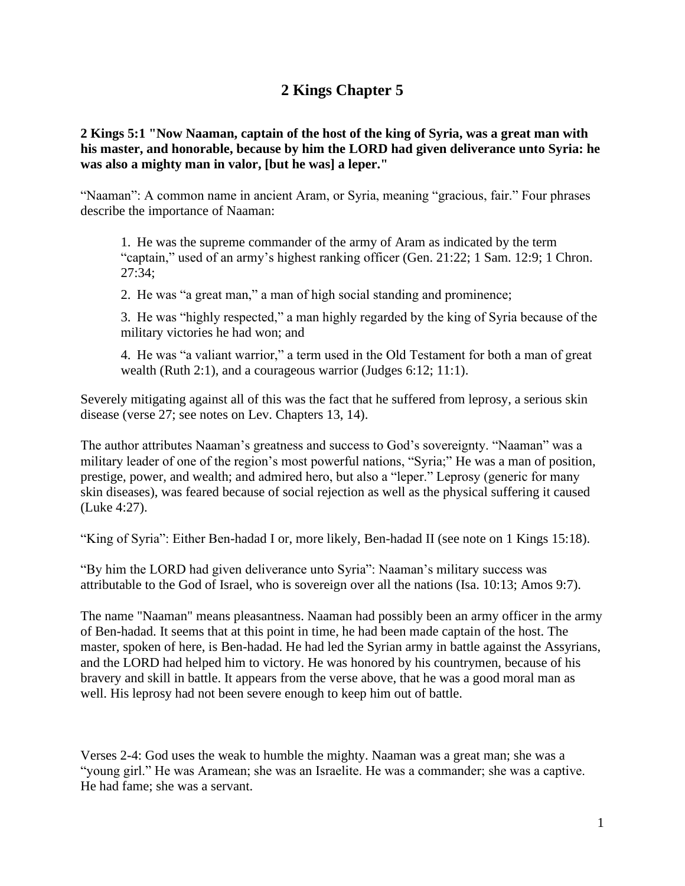# 2 Kings Chapter 5

**2 Kings 5:1 "Now Naaman, captain of the host of the king of Syria, was a great man with his master, and honorable, because by him the LORD had given deliverance unto Syria: he was also a mighty man in valor, [but he was] a leper."**

"Naaman": A common name in ancient Aram, or Syria, meaning "gracious, fair." Four phrases describe the importance of Naaman:

> 1. He was the supreme commander of the army of Aram as indicated by the term "captain," used of an army's highest ranking officer (Gen. 21:22; 1 Sam. 12:9; 1 Chron. 27:34;
>
> 2. He was "a great man," a man of high social standing and prominence;
>
> 3. He was "highly respected," a man highly regarded by the king of Syria because of the military victories he had won; and
>
> 4. He was "a valiant warrior," a term used in the Old Testament for both a man of great wealth (Ruth 2:1), and a courageous warrior (Judges 6:12; 11:1).

Severely mitigating against all of this was the fact that he suffered from leprosy, a serious skin disease (verse 27; see notes on Lev. Chapters 13, 14).

The author attributes Naaman's greatness and success to God's sovereignty. "Naaman" was a military leader of one of the region's most powerful nations, "Syria;" He was a man of position, prestige, power, and wealth; and admired hero, but also a "leper." Leprosy (generic for many skin diseases), was feared because of social rejection as well as the physical suffering it caused (Luke 4:27).

"King of Syria": Either Ben-hadad I or, more likely, Ben-hadad II (see note on 1 Kings 15:18).

"By him the LORD had given deliverance unto Syria": Naaman's military success was attributable to the God of Israel, who is sovereign over all the nations (Isa. 10:13; Amos 9:7).

The name "Naaman" means pleasantness. Naaman had possibly been an army officer in the army of Ben-hadad. It seems that at this point in time, he had been made captain of the host. The master, spoken of here, is Ben-hadad. He had led the Syrian army in battle against the Assyrians, and the LORD had helped him to victory. He was honored by his countrymen, because of his bravery and skill in battle. It appears from the verse above, that he was a good moral man as well. His leprosy had not been severe enough to keep him out of battle.

Verses 2-4: God uses the weak to humble the mighty. Naaman was a great man; she was a "young girl." He was Aramean; she was an Israelite. He was a commander; she was a captive. He had fame; she was a servant.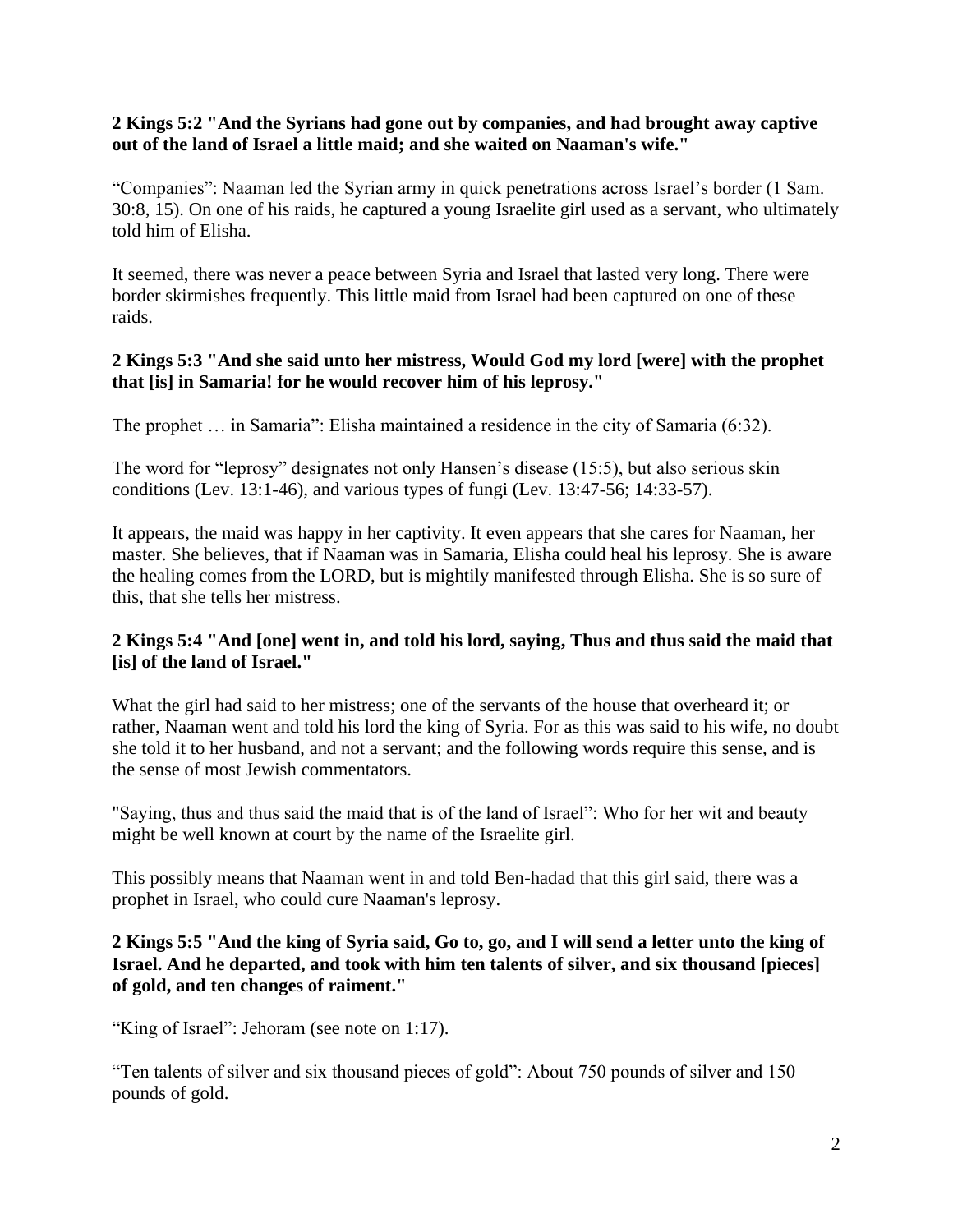**2 Kings 5:2 "And the Syrians had gone out by companies, and had brought away captive out of the land of Israel a little maid; and she waited on Naaman's wife."**

"Companies": Naaman led the Syrian army in quick penetrations across Israel's border (1 Sam. 30:8, 15). On one of his raids, he captured a young Israelite girl used as a servant, who ultimately told him of Elisha.

It seemed, there was never a peace between Syria and Israel that lasted very long. There were border skirmishes frequently. This little maid from Israel had been captured on one of these raids.

**2 Kings 5:3 "And she said unto her mistress, Would God my lord [were] with the prophet that [is] in Samaria! for he would recover him of his leprosy."**

The prophet … in Samaria": Elisha maintained a residence in the city of Samaria (6:32).

The word for "leprosy" designates not only Hansen's disease (15:5), but also serious skin conditions (Lev. 13:1-46), and various types of fungi (Lev. 13:47-56; 14:33-57).

It appears, the maid was happy in her captivity. It even appears that she cares for Naaman, her master. She believes, that if Naaman was in Samaria, Elisha could heal his leprosy. She is aware the healing comes from the LORD, but is mightily manifested through Elisha. She is so sure of this, that she tells her mistress.

**2 Kings 5:4 "And [one] went in, and told his lord, saying, Thus and thus said the maid that [is] of the land of Israel."**

What the girl had said to her mistress; one of the servants of the house that overheard it; or rather, Naaman went and told his lord the king of Syria. For as this was said to his wife, no doubt she told it to her husband, and not a servant; and the following words require this sense, and is the sense of most Jewish commentators.

"Saying, thus and thus said the maid that is of the land of Israel": Who for her wit and beauty might be well known at court by the name of the Israelite girl.

This possibly means that Naaman went in and told Ben-hadad that this girl said, there was a prophet in Israel, who could cure Naaman's leprosy.

**2 Kings 5:5 "And the king of Syria said, Go to, go, and I will send a letter unto the king of Israel. And he departed, and took with him ten talents of silver, and six thousand [pieces] of gold, and ten changes of raiment."**

"King of Israel": Jehoram (see note on 1:17).

"Ten talents of silver and six thousand pieces of gold": About 750 pounds of silver and 150 pounds of gold.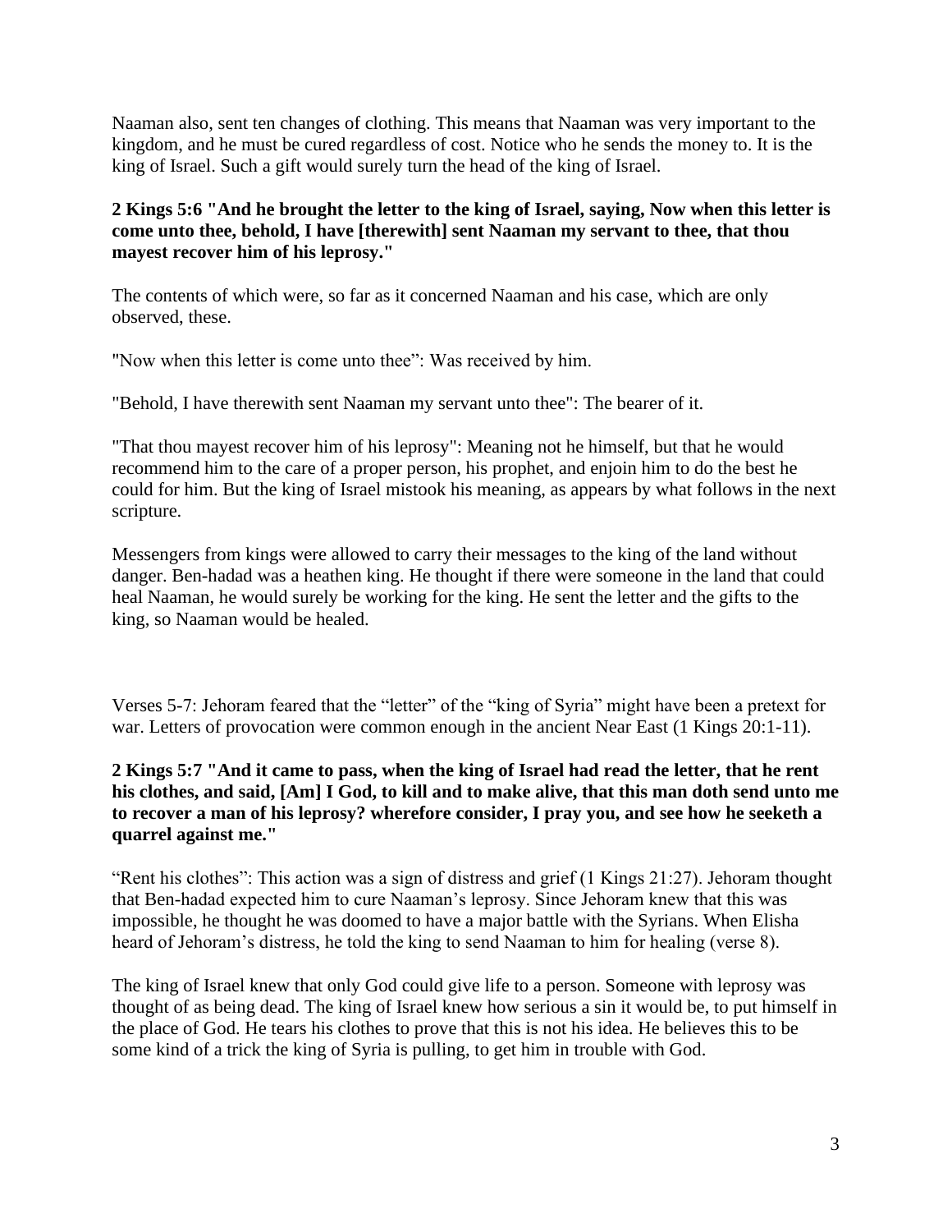Naaman also, sent ten changes of clothing. This means that Naaman was very important to the kingdom, and he must be cured regardless of cost. Notice who he sends the money to. It is the king of Israel. Such a gift would surely turn the head of the king of Israel.

**2 Kings 5:6 "And he brought the letter to the king of Israel, saying, Now when this letter is come unto thee, behold, I have [therewith] sent Naaman my servant to thee, that thou mayest recover him of his leprosy."**

The contents of which were, so far as it concerned Naaman and his case, which are only observed, these.

"Now when this letter is come unto thee": Was received by him.

"Behold, I have therewith sent Naaman my servant unto thee": The bearer of it.

"That thou mayest recover him of his leprosy": Meaning not he himself, but that he would recommend him to the care of a proper person, his prophet, and enjoin him to do the best he could for him. But the king of Israel mistook his meaning, as appears by what follows in the next scripture.

Messengers from kings were allowed to carry their messages to the king of the land without danger. Ben-hadad was a heathen king. He thought if there were someone in the land that could heal Naaman, he would surely be working for the king. He sent the letter and the gifts to the king, so Naaman would be healed.

Verses 5-7: Jehoram feared that the "letter" of the "king of Syria" might have been a pretext for war. Letters of provocation were common enough in the ancient Near East (1 Kings 20:1-11).

**2 Kings 5:7 "And it came to pass, when the king of Israel had read the letter, that he rent his clothes, and said, [Am] I God, to kill and to make alive, that this man doth send unto me to recover a man of his leprosy? wherefore consider, I pray you, and see how he seeketh a quarrel against me."**

"Rent his clothes": This action was a sign of distress and grief (1 Kings 21:27). Jehoram thought that Ben-hadad expected him to cure Naaman's leprosy. Since Jehoram knew that this was impossible, he thought he was doomed to have a major battle with the Syrians. When Elisha heard of Jehoram's distress, he told the king to send Naaman to him for healing (verse 8).

The king of Israel knew that only God could give life to a person. Someone with leprosy was thought of as being dead. The king of Israel knew how serious a sin it would be, to put himself in the place of God. He tears his clothes to prove that this is not his idea. He believes this to be some kind of a trick the king of Syria is pulling, to get him in trouble with God.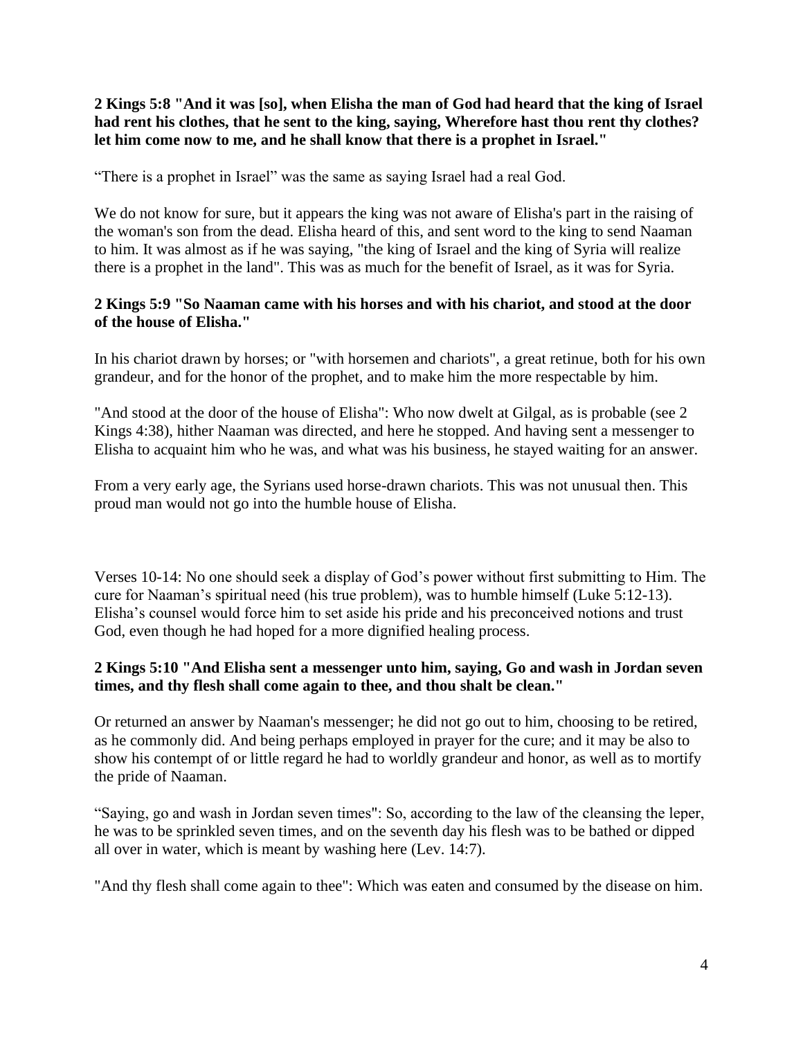**2 Kings 5:8 "And it was [so], when Elisha the man of God had heard that the king of Israel had rent his clothes, that he sent to the king, saying, Wherefore hast thou rent thy clothes? let him come now to me, and he shall know that there is a prophet in Israel."**

"There is a prophet in Israel" was the same as saying Israel had a real God.

We do not know for sure, but it appears the king was not aware of Elisha's part in the raising of the woman's son from the dead. Elisha heard of this, and sent word to the king to send Naaman to him. It was almost as if he was saying, "the king of Israel and the king of Syria will realize there is a prophet in the land". This was as much for the benefit of Israel, as it was for Syria.

**2 Kings 5:9 "So Naaman came with his horses and with his chariot, and stood at the door of the house of Elisha."**

In his chariot drawn by horses; or "with horsemen and chariots", a great retinue, both for his own grandeur, and for the honor of the prophet, and to make him the more respectable by him.

"And stood at the door of the house of Elisha": Who now dwelt at Gilgal, as is probable (see 2 Kings 4:38), hither Naaman was directed, and here he stopped. And having sent a messenger to Elisha to acquaint him who he was, and what was his business, he stayed waiting for an answer.

From a very early age, the Syrians used horse-drawn chariots. This was not unusual then. This proud man would not go into the humble house of Elisha.

Verses 10-14: No one should seek a display of God's power without first submitting to Him. The cure for Naaman's spiritual need (his true problem), was to humble himself (Luke 5:12-13). Elisha's counsel would force him to set aside his pride and his preconceived notions and trust God, even though he had hoped for a more dignified healing process.

**2 Kings 5:10 "And Elisha sent a messenger unto him, saying, Go and wash in Jordan seven times, and thy flesh shall come again to thee, and thou shalt be clean."**

Or returned an answer by Naaman's messenger; he did not go out to him, choosing to be retired, as he commonly did. And being perhaps employed in prayer for the cure; and it may be also to show his contempt of or little regard he had to worldly grandeur and honor, as well as to mortify the pride of Naaman.

"Saying, go and wash in Jordan seven times": So, according to the law of the cleansing the leper, he was to be sprinkled seven times, and on the seventh day his flesh was to be bathed or dipped all over in water, which is meant by washing here (Lev. 14:7).

"And thy flesh shall come again to thee": Which was eaten and consumed by the disease on him.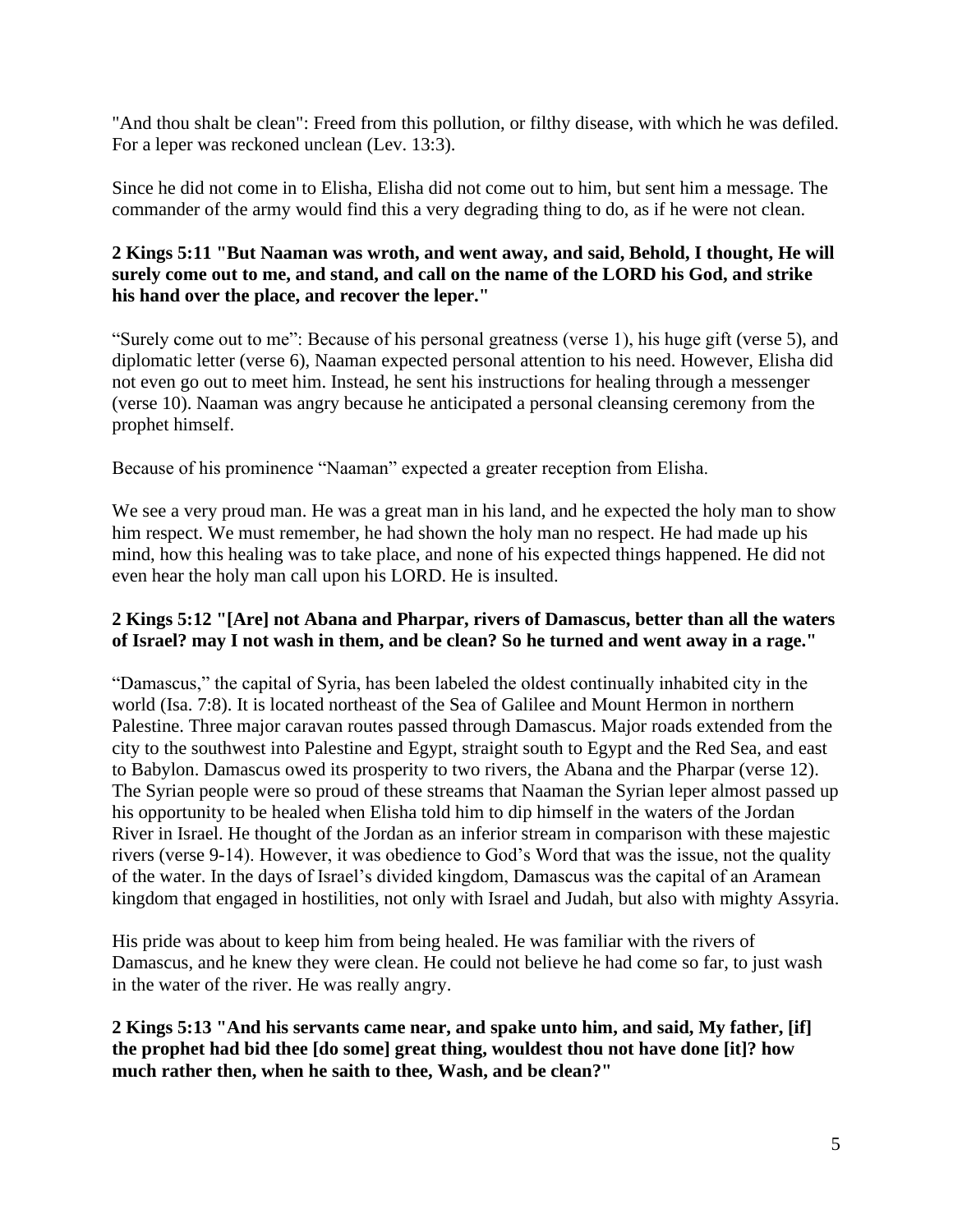"And thou shalt be clean": Freed from this pollution, or filthy disease, with which he was defiled. For a leper was reckoned unclean (Lev. 13:3).

Since he did not come in to Elisha, Elisha did not come out to him, but sent him a message. The commander of the army would find this a very degrading thing to do, as if he were not clean.

**2 Kings 5:11 "But Naaman was wroth, and went away, and said, Behold, I thought, He will surely come out to me, and stand, and call on the name of the LORD his God, and strike his hand over the place, and recover the leper."**

"Surely come out to me": Because of his personal greatness (verse 1), his huge gift (verse 5), and diplomatic letter (verse 6), Naaman expected personal attention to his need. However, Elisha did not even go out to meet him. Instead, he sent his instructions for healing through a messenger (verse 10). Naaman was angry because he anticipated a personal cleansing ceremony from the prophet himself.

Because of his prominence "Naaman" expected a greater reception from Elisha.

We see a very proud man. He was a great man in his land, and he expected the holy man to show him respect. We must remember, he had shown the holy man no respect. He had made up his mind, how this healing was to take place, and none of his expected things happened. He did not even hear the holy man call upon his LORD. He is insulted.

**2 Kings 5:12 "[Are] not Abana and Pharpar, rivers of Damascus, better than all the waters of Israel? may I not wash in them, and be clean? So he turned and went away in a rage."**

"Damascus," the capital of Syria, has been labeled the oldest continually inhabited city in the world (Isa. 7:8). It is located northeast of the Sea of Galilee and Mount Hermon in northern Palestine. Three major caravan routes passed through Damascus. Major roads extended from the city to the southwest into Palestine and Egypt, straight south to Egypt and the Red Sea, and east to Babylon. Damascus owed its prosperity to two rivers, the Abana and the Pharpar (verse 12). The Syrian people were so proud of these streams that Naaman the Syrian leper almost passed up his opportunity to be healed when Elisha told him to dip himself in the waters of the Jordan River in Israel. He thought of the Jordan as an inferior stream in comparison with these majestic rivers (verse 9-14). However, it was obedience to God's Word that was the issue, not the quality of the water. In the days of Israel's divided kingdom, Damascus was the capital of an Aramean kingdom that engaged in hostilities, not only with Israel and Judah, but also with mighty Assyria.

His pride was about to keep him from being healed. He was familiar with the rivers of Damascus, and he knew they were clean. He could not believe he had come so far, to just wash in the water of the river. He was really angry.

**2 Kings 5:13 "And his servants came near, and spake unto him, and said, My father, [if] the prophet had bid thee [do some] great thing, wouldest thou not have done [it]? how much rather then, when he saith to thee, Wash, and be clean?"**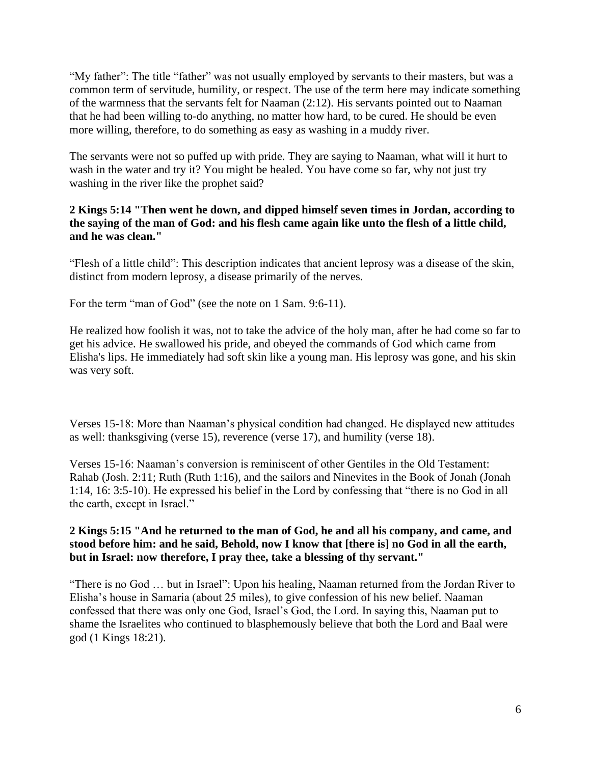"My father": The title "father" was not usually employed by servants to their masters, but was a common term of servitude, humility, or respect. The use of the term here may indicate something of the warmness that the servants felt for Naaman (2:12). His servants pointed out to Naaman that he had been willing to-do anything, no matter how hard, to be cured. He should be even more willing, therefore, to do something as easy as washing in a muddy river.

The servants were not so puffed up with pride. They are saying to Naaman, what will it hurt to wash in the water and try it? You might be healed. You have come so far, why not just try washing in the river like the prophet said?

**2 Kings 5:14 "Then went he down, and dipped himself seven times in Jordan, according to the saying of the man of God: and his flesh came again like unto the flesh of a little child, and he was clean."**

"Flesh of a little child": This description indicates that ancient leprosy was a disease of the skin, distinct from modern leprosy, a disease primarily of the nerves.

For the term "man of God" (see the note on 1 Sam. 9:6-11).

He realized how foolish it was, not to take the advice of the holy man, after he had come so far to get his advice. He swallowed his pride, and obeyed the commands of God which came from Elisha's lips. He immediately had soft skin like a young man. His leprosy was gone, and his skin was very soft.

Verses 15-18: More than Naaman's physical condition had changed. He displayed new attitudes as well: thanksgiving (verse 15), reverence (verse 17), and humility (verse 18).

Verses 15-16: Naaman's conversion is reminiscent of other Gentiles in the Old Testament: Rahab (Josh. 2:11; Ruth (Ruth 1:16), and the sailors and Ninevites in the Book of Jonah (Jonah 1:14, 16: 3:5-10). He expressed his belief in the Lord by confessing that "there is no God in all the earth, except in Israel."

**2 Kings 5:15 "And he returned to the man of God, he and all his company, and came, and stood before him: and he said, Behold, now I know that [there is] no God in all the earth, but in Israel: now therefore, I pray thee, take a blessing of thy servant."**

"There is no God … but in Israel": Upon his healing, Naaman returned from the Jordan River to Elisha's house in Samaria (about 25 miles), to give confession of his new belief. Naaman confessed that there was only one God, Israel's God, the Lord. In saying this, Naaman put to shame the Israelites who continued to blasphemously believe that both the Lord and Baal were god (1 Kings 18:21).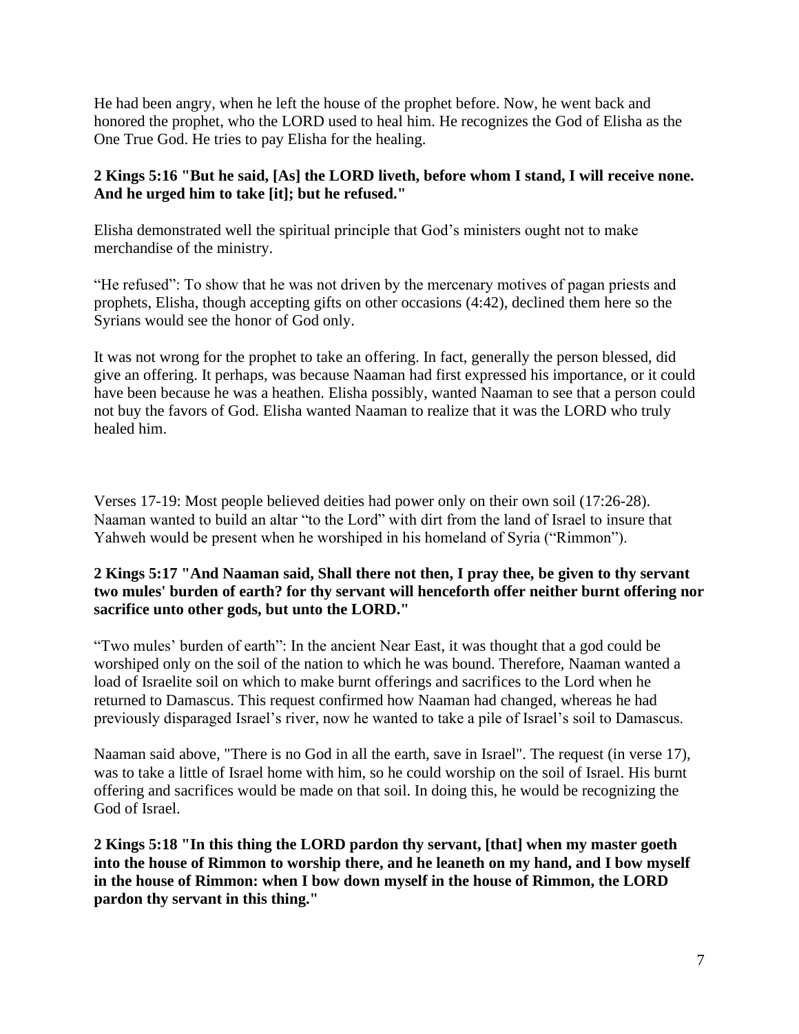He had been angry, when he left the house of the prophet before. Now, he went back and honored the prophet, who the LORD used to heal him. He recognizes the God of Elisha as the One True God. He tries to pay Elisha for the healing.

**2 Kings 5:16 "But he said, [As] the LORD liveth, before whom I stand, I will receive none. And he urged him to take [it]; but he refused."**

Elisha demonstrated well the spiritual principle that God's ministers ought not to make merchandise of the ministry.

"He refused": To show that he was not driven by the mercenary motives of pagan priests and prophets, Elisha, though accepting gifts on other occasions (4:42), declined them here so the Syrians would see the honor of God only.

It was not wrong for the prophet to take an offering. In fact, generally the person blessed, did give an offering. It perhaps, was because Naaman had first expressed his importance, or it could have been because he was a heathen. Elisha possibly, wanted Naaman to see that a person could not buy the favors of God. Elisha wanted Naaman to realize that it was the LORD who truly healed him.

Verses 17-19: Most people believed deities had power only on their own soil (17:26-28). Naaman wanted to build an altar "to the Lord" with dirt from the land of Israel to insure that Yahweh would be present when he worshiped in his homeland of Syria ("Rimmon").

**2 Kings 5:17 "And Naaman said, Shall there not then, I pray thee, be given to thy servant two mules' burden of earth? for thy servant will henceforth offer neither burnt offering nor sacrifice unto other gods, but unto the LORD."**

"Two mules' burden of earth": In the ancient Near East, it was thought that a god could be worshiped only on the soil of the nation to which he was bound. Therefore, Naaman wanted a load of Israelite soil on which to make burnt offerings and sacrifices to the Lord when he returned to Damascus. This request confirmed how Naaman had changed, whereas he had previously disparaged Israel's river, now he wanted to take a pile of Israel's soil to Damascus.

Naaman said above, "There is no God in all the earth, save in Israel". The request (in verse 17), was to take a little of Israel home with him, so he could worship on the soil of Israel. His burnt offering and sacrifices would be made on that soil. In doing this, he would be recognizing the God of Israel.

**2 Kings 5:18 "In this thing the LORD pardon thy servant, [that] when my master goeth into the house of Rimmon to worship there, and he leaneth on my hand, and I bow myself in the house of Rimmon: when I bow down myself in the house of Rimmon, the LORD pardon thy servant in this thing."**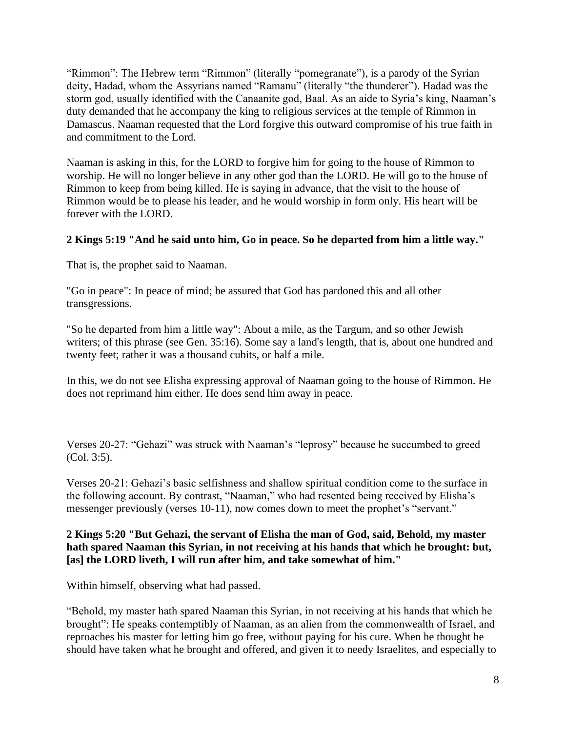“Rimmon”: The Hebrew term “Rimmon” (literally “pomegranate”), is a parody of the Syrian deity, Hadad, whom the Assyrians named “Ramanu” (literally “the thunderer”). Hadad was the storm god, usually identified with the Canaanite god, Baal. As an aide to Syria’s king, Naaman’s duty demanded that he accompany the king to religious services at the temple of Rimmon in Damascus. Naaman requested that the Lord forgive this outward compromise of his true faith in and commitment to the Lord.

Naaman is asking in this, for the LORD to forgive him for going to the house of Rimmon to worship. He will no longer believe in any other god than the LORD. He will go to the house of Rimmon to keep from being killed. He is saying in advance, that the visit to the house of Rimmon would be to please his leader, and he would worship in form only. His heart will be forever with the LORD.

**2 Kings 5:19 "And he said unto him, Go in peace. So he departed from him a little way."**

That is, the prophet said to Naaman.

"Go in peace": In peace of mind; be assured that God has pardoned this and all other transgressions.

"So he departed from him a little way": About a mile, as the Targum, and so other Jewish writers; of this phrase (see Gen. 35:16). Some say a land's length, that is, about one hundred and twenty feet; rather it was a thousand cubits, or half a mile.

In this, we do not see Elisha expressing approval of Naaman going to the house of Rimmon. He does not reprimand him either. He does send him away in peace.

Verses 20-27: “Gehazi” was struck with Naaman’s “leprosy” because he succumbed to greed (Col. 3:5).

Verses 20-21: Gehazi’s basic selfishness and shallow spiritual condition come to the surface in the following account. By contrast, “Naaman,” who had resented being received by Elisha’s messenger previously (verses 10-11), now comes down to meet the prophet’s “servant.”

**2 Kings 5:20 "But Gehazi, the servant of Elisha the man of God, said, Behold, my master hath spared Naaman this Syrian, in not receiving at his hands that which he brought: but, [as] the LORD liveth, I will run after him, and take somewhat of him."**

Within himself, observing what had passed.

“Behold, my master hath spared Naaman this Syrian, in not receiving at his hands that which he brought”: He speaks contemptibly of Naaman, as an alien from the commonwealth of Israel, and reproaches his master for letting him go free, without paying for his cure. When he thought he should have taken what he brought and offered, and given it to needy Israelites, and especially to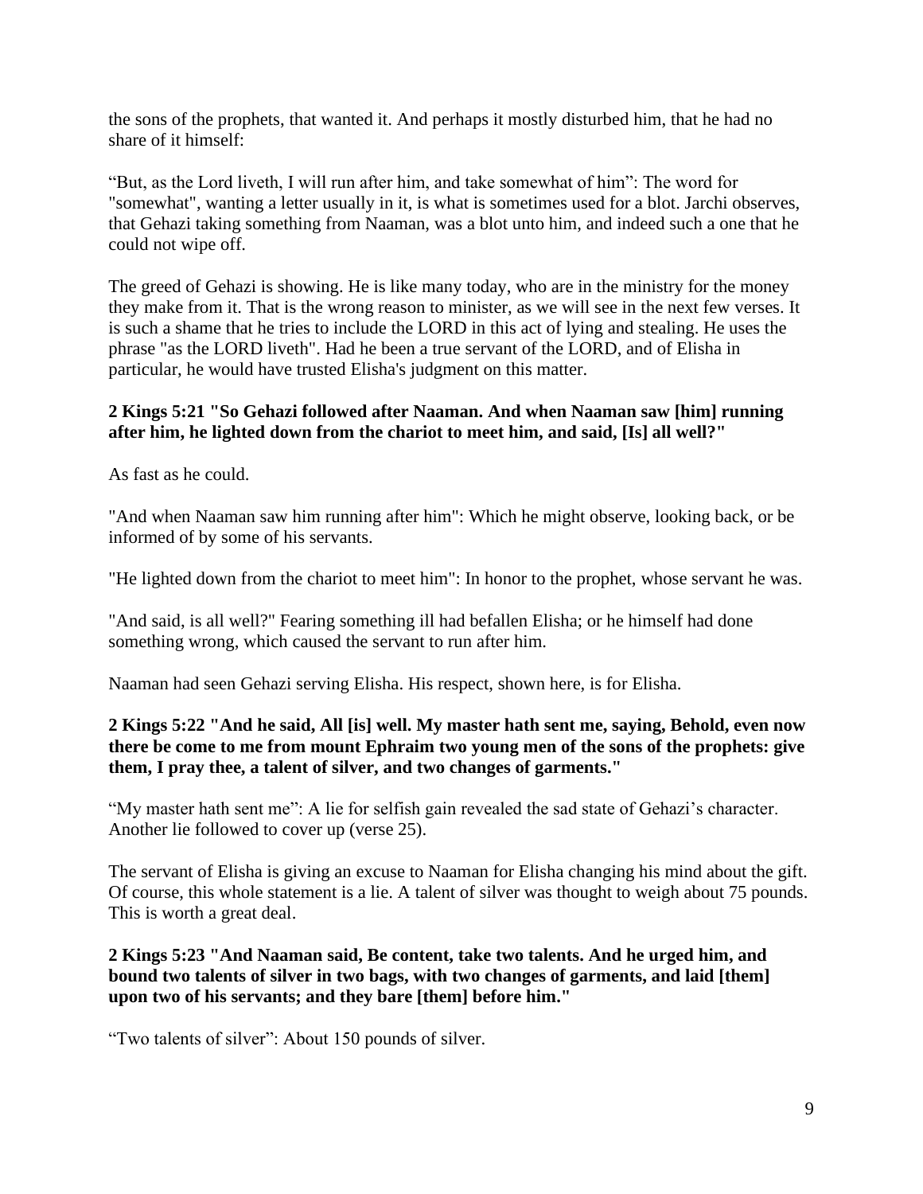the sons of the prophets, that wanted it. And perhaps it mostly disturbed him, that he had no share of it himself:

"But, as the Lord liveth, I will run after him, and take somewhat of him": The word for "somewhat", wanting a letter usually in it, is what is sometimes used for a blot. Jarchi observes, that Gehazi taking something from Naaman, was a blot unto him, and indeed such a one that he could not wipe off.

The greed of Gehazi is showing. He is like many today, who are in the ministry for the money they make from it. That is the wrong reason to minister, as we will see in the next few verses. It is such a shame that he tries to include the LORD in this act of lying and stealing. He uses the phrase "as the LORD liveth". Had he been a true servant of the LORD, and of Elisha in particular, he would have trusted Elisha's judgment on this matter.

**2 Kings 5:21 "So Gehazi followed after Naaman. And when Naaman saw [him] running after him, he lighted down from the chariot to meet him, and said, [Is] all well?"**

As fast as he could.

"And when Naaman saw him running after him": Which he might observe, looking back, or be informed of by some of his servants.

"He lighted down from the chariot to meet him": In honor to the prophet, whose servant he was.

"And said, is all well?" Fearing something ill had befallen Elisha; or he himself had done something wrong, which caused the servant to run after him.

Naaman had seen Gehazi serving Elisha. His respect, shown here, is for Elisha.

**2 Kings 5:22 "And he said, All [is] well. My master hath sent me, saying, Behold, even now there be come to me from mount Ephraim two young men of the sons of the prophets: give them, I pray thee, a talent of silver, and two changes of garments."**

"My master hath sent me": A lie for selfish gain revealed the sad state of Gehazi's character. Another lie followed to cover up (verse 25).

The servant of Elisha is giving an excuse to Naaman for Elisha changing his mind about the gift. Of course, this whole statement is a lie. A talent of silver was thought to weigh about 75 pounds. This is worth a great deal.

**2 Kings 5:23 "And Naaman said, Be content, take two talents. And he urged him, and bound two talents of silver in two bags, with two changes of garments, and laid [them] upon two of his servants; and they bare [them] before him."**

"Two talents of silver": About 150 pounds of silver.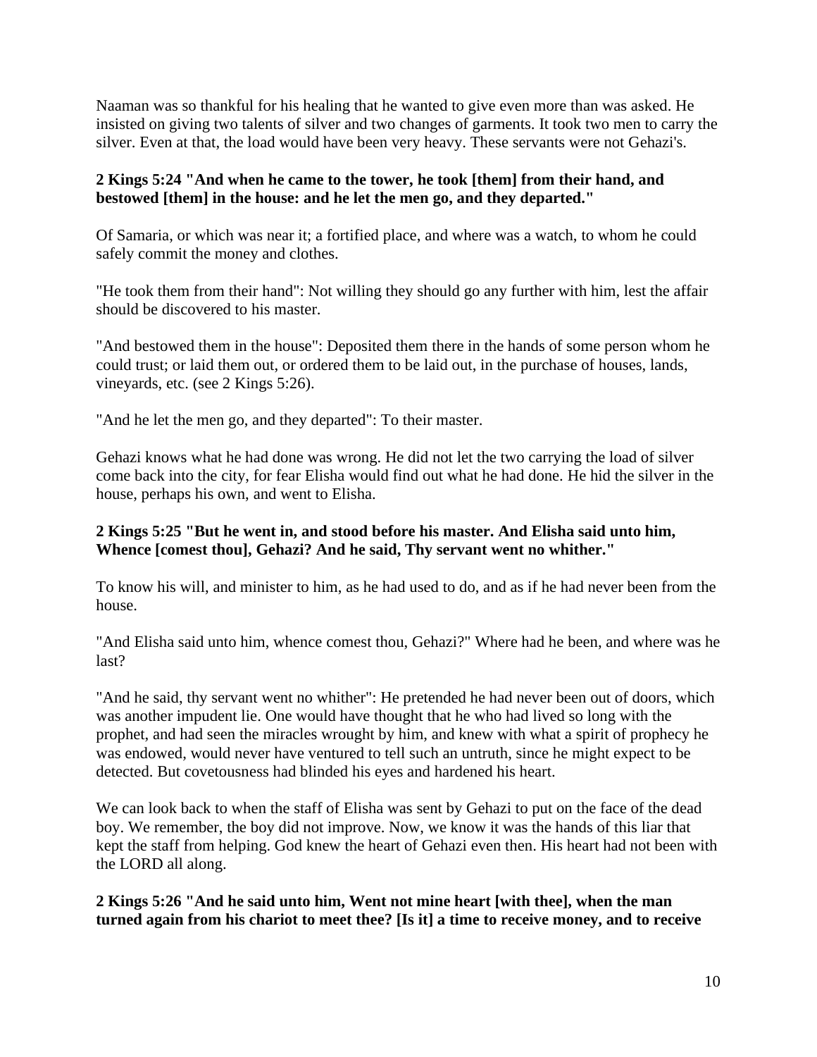Naaman was so thankful for his healing that he wanted to give even more than was asked. He insisted on giving two talents of silver and two changes of garments. It took two men to carry the silver. Even at that, the load would have been very heavy. These servants were not Gehazi's.

**2 Kings 5:24 "And when he came to the tower, he took [them] from their hand, and bestowed [them] in the house: and he let the men go, and they departed."**

Of Samaria, or which was near it; a fortified place, and where was a watch, to whom he could safely commit the money and clothes.

"He took them from their hand": Not willing they should go any further with him, lest the affair should be discovered to his master.

"And bestowed them in the house": Deposited them there in the hands of some person whom he could trust; or laid them out, or ordered them to be laid out, in the purchase of houses, lands, vineyards, etc. (see 2 Kings 5:26).

"And he let the men go, and they departed": To their master.

Gehazi knows what he had done was wrong. He did not let the two carrying the load of silver come back into the city, for fear Elisha would find out what he had done. He hid the silver in the house, perhaps his own, and went to Elisha.

**2 Kings 5:25 "But he went in, and stood before his master. And Elisha said unto him, Whence [comest thou], Gehazi? And he said, Thy servant went no whither."**

To know his will, and minister to him, as he had used to do, and as if he had never been from the house.

"And Elisha said unto him, whence comest thou, Gehazi?" Where had he been, and where was he last?

"And he said, thy servant went no whither": He pretended he had never been out of doors, which was another impudent lie. One would have thought that he who had lived so long with the prophet, and had seen the miracles wrought by him, and knew with what a spirit of prophecy he was endowed, would never have ventured to tell such an untruth, since he might expect to be detected. But covetousness had blinded his eyes and hardened his heart.

We can look back to when the staff of Elisha was sent by Gehazi to put on the face of the dead boy. We remember, the boy did not improve. Now, we know it was the hands of this liar that kept the staff from helping. God knew the heart of Gehazi even then. His heart had not been with the LORD all along.

**2 Kings 5:26 "And he said unto him, Went not mine heart [with thee], when the man turned again from his chariot to meet thee? [Is it] a time to receive money, and to receive**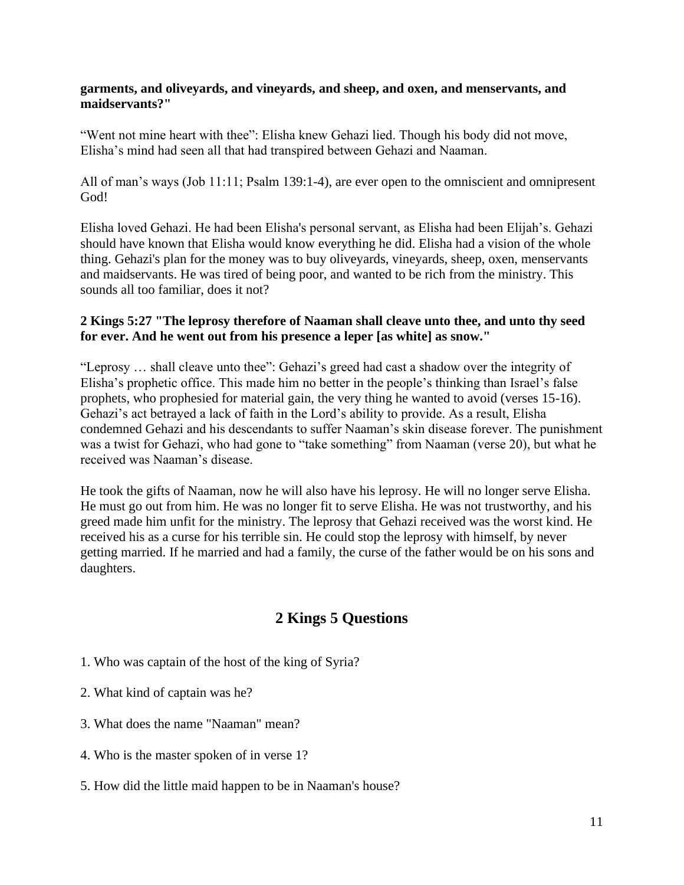**garments, and oliveyards, and vineyards, and sheep, and oxen, and menservants, and maidservants?"**

"Went not mine heart with thee": Elisha knew Gehazi lied. Though his body did not move, Elisha's mind had seen all that had transpired between Gehazi and Naaman.

All of man's ways (Job 11:11; Psalm 139:1-4), are ever open to the omniscient and omnipresent God!

Elisha loved Gehazi. He had been Elisha's personal servant, as Elisha had been Elijah's. Gehazi should have known that Elisha would know everything he did. Elisha had a vision of the whole thing. Gehazi's plan for the money was to buy oliveyards, vineyards, sheep, oxen, menservants and maidservants. He was tired of being poor, and wanted to be rich from the ministry. This sounds all too familiar, does it not?

**2 Kings 5:27 "The leprosy therefore of Naaman shall cleave unto thee, and unto thy seed for ever. And he went out from his presence a leper [as white] as snow."**

"Leprosy … shall cleave unto thee": Gehazi's greed had cast a shadow over the integrity of Elisha's prophetic office. This made him no better in the people's thinking than Israel's false prophets, who prophesied for material gain, the very thing he wanted to avoid (verses 15-16). Gehazi's act betrayed a lack of faith in the Lord's ability to provide. As a result, Elisha condemned Gehazi and his descendants to suffer Naaman's skin disease forever. The punishment was a twist for Gehazi, who had gone to "take something" from Naaman (verse 20), but what he received was Naaman's disease.

He took the gifts of Naaman, now he will also have his leprosy. He will no longer serve Elisha. He must go out from him. He was no longer fit to serve Elisha. He was not trustworthy, and his greed made him unfit for the ministry. The leprosy that Gehazi received was the worst kind. He received his as a curse for his terrible sin. He could stop the leprosy with himself, by never getting married. If he married and had a family, the curse of the father would be on his sons and daughters.

## 2 Kings 5 Questions

1. Who was captain of the host of the king of Syria?

2. What kind of captain was he?

3. What does the name "Naaman" mean?

4. Who is the master spoken of in verse 1?

5. How did the little maid happen to be in Naaman's house?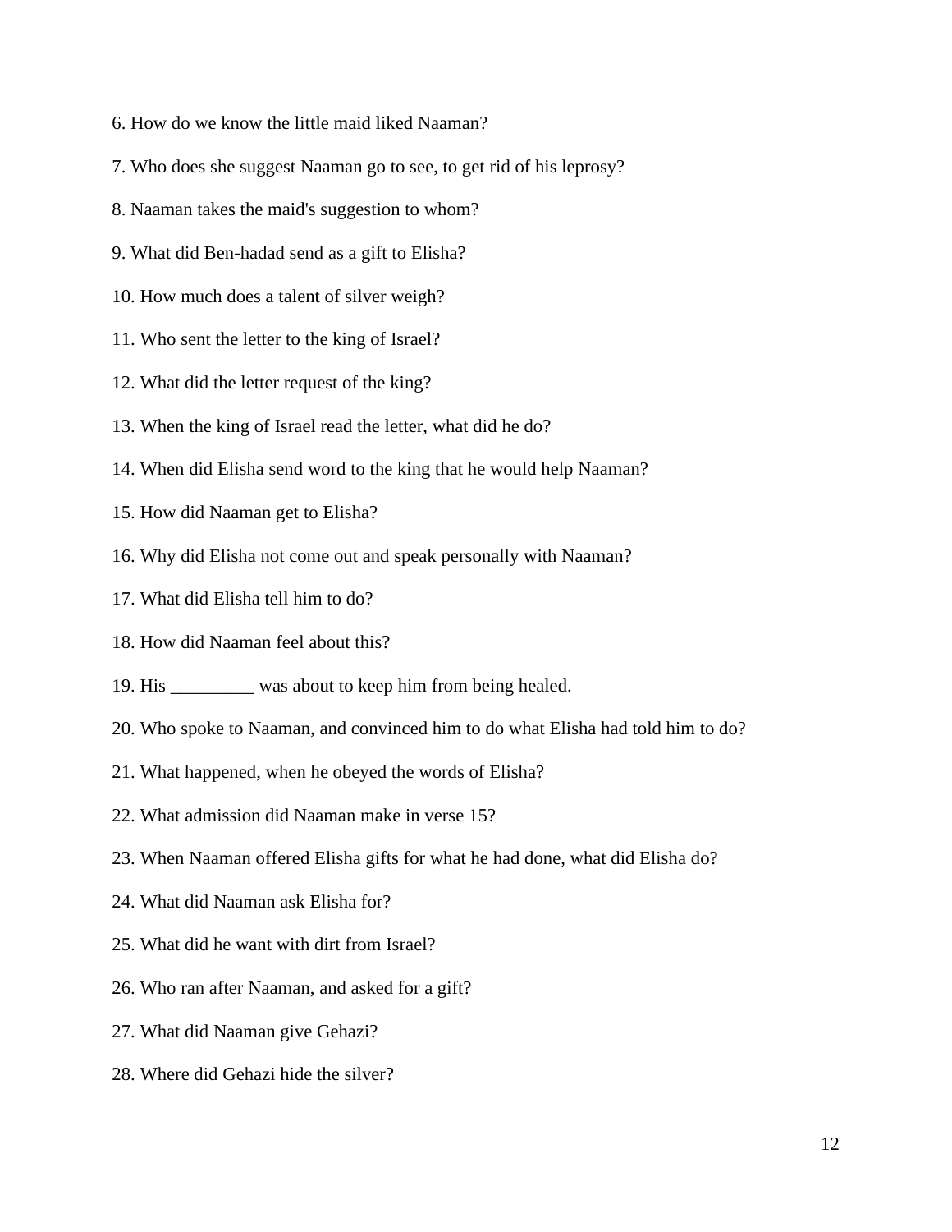6. How do we know the little maid liked Naaman?

7. Who does she suggest Naaman go to see, to get rid of his leprosy?

8. Naaman takes the maid's suggestion to whom?

9. What did Ben-hadad send as a gift to Elisha?

10. How much does a talent of silver weigh?

11. Who sent the letter to the king of Israel?

12. What did the letter request of the king?

13. When the king of Israel read the letter, what did he do?

14. When did Elisha send word to the king that he would help Naaman?

15. How did Naaman get to Elisha?

16. Why did Elisha not come out and speak personally with Naaman?

17. What did Elisha tell him to do?

18. How did Naaman feel about this?

19. His _________ was about to keep him from being healed.

20. Who spoke to Naaman, and convinced him to do what Elisha had told him to do?

21. What happened, when he obeyed the words of Elisha?

22. What admission did Naaman make in verse 15?

23. When Naaman offered Elisha gifts for what he had done, what did Elisha do?

24. What did Naaman ask Elisha for?

25. What did he want with dirt from Israel?

26. Who ran after Naaman, and asked for a gift?

27. What did Naaman give Gehazi?

28. Where did Gehazi hide the silver?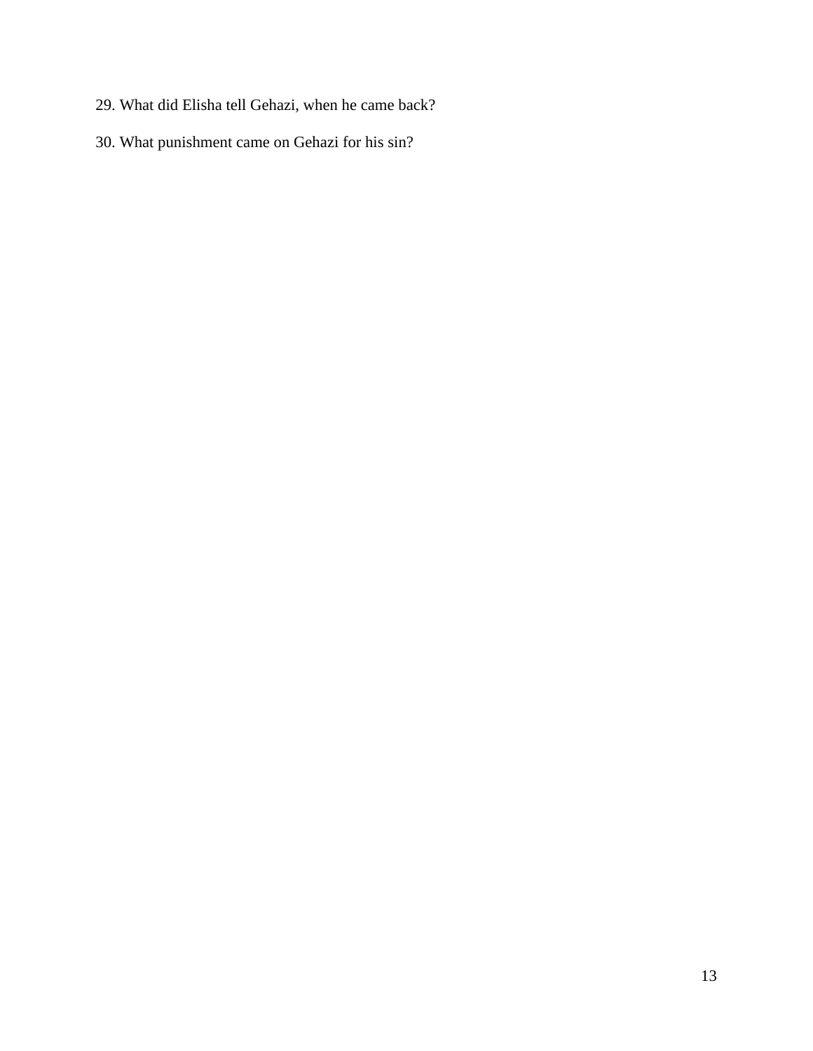29. What did Elisha tell Gehazi, when he came back?

30. What punishment came on Gehazi for his sin?